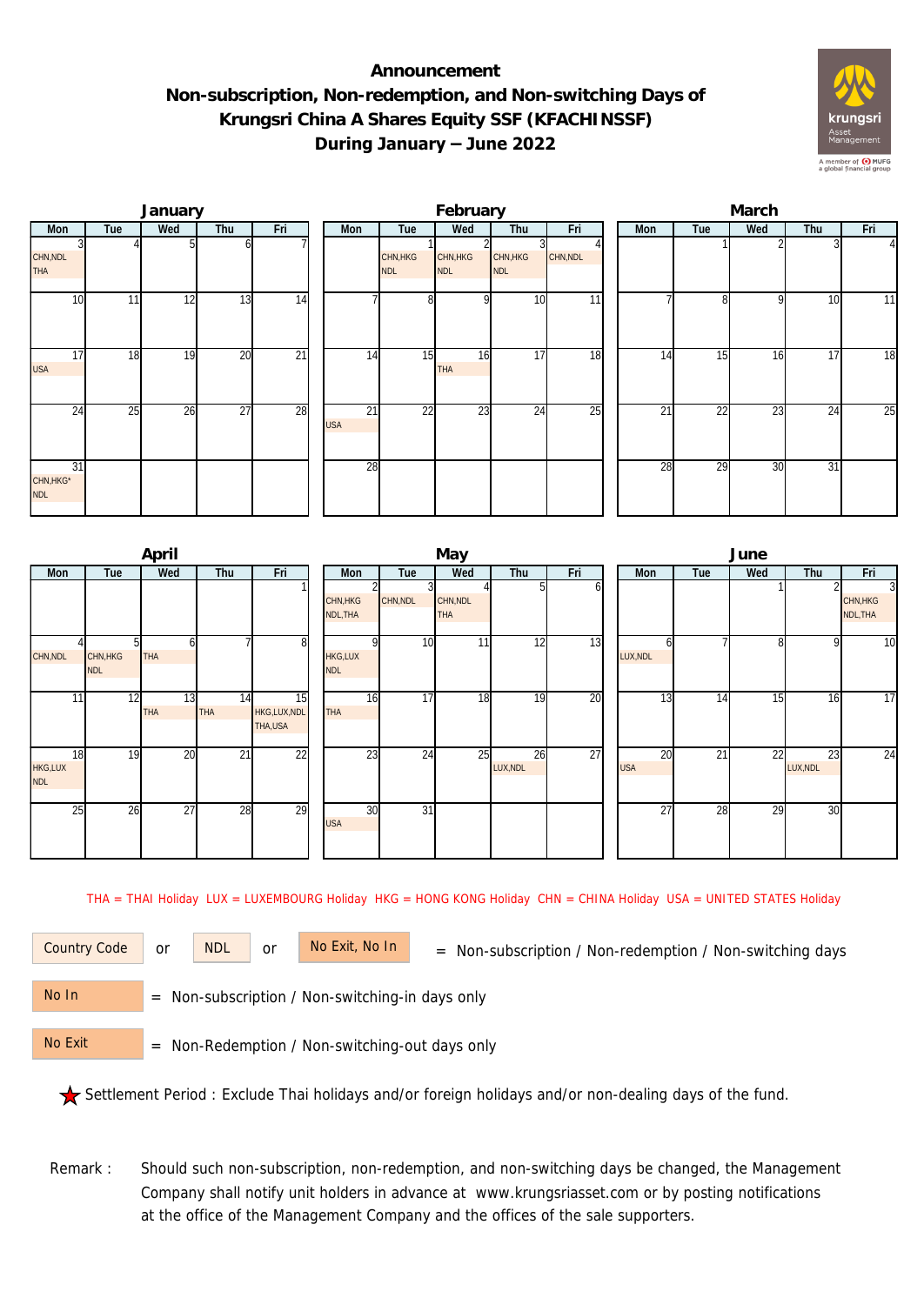# Announcement
## Non-subscription, Non-redemption, and Non-switching Days of Krungsri China A Shares Equity SSF (KFACHINSSF) During January – June 2022

### January

| Mon | Tue | Wed | Thu | Fri |
|---|---|---|---|---|
| 3 CHN,NDL THA | 4 | 5 | 6 | 7 |
| 10 | 11 | 12 | 13 | 14 |
| 17 USA | 18 | 19 | 20 | 21 |
| 24 | 25 | 26 | 27 | 28 |
| 31 CHN,HKG* NDL | | | | |

### February

| Mon | Tue | Wed | Thu | Fri |
|---|---|---|---|---|
| | 1 CHN,HKG NDL | 2 CHN,HKG NDL | 3 CHN,HKG NDL | 4 CHN,NDL |
| 7 | 8 | 9 | 10 | 11 |
| 14 | 15 | 16 THA | 17 | 18 |
| 21 USA | 22 | 23 | 24 | 25 |
| 28 | | | | |

### March

| Mon | Tue | Wed | Thu | Fri |
|---|---|---|---|---|
| | 1 | 2 | 3 | 4 |
| 7 | 8 | 9 | 10 | 11 |
| 14 | 15 | 16 | 17 | 18 |
| 21 | 22 | 23 | 24 | 25 |
| 28 | 29 | 30 | 31 | |

### April

| Mon | Tue | Wed | Thu | Fri |
|---|---|---|---|---|
| | | | | 1 |
| 4 CHN,NDL | 5 CHN,HKG NDL | 6 THA | 7 | 8 |
| 11 | 12 | 13 THA | 14 THA | 15 HKG,LUX,NDL THA,USA |
| 18 HKG,LUX NDL | 19 | 20 | 21 | 22 |
| 25 | 26 | 27 | 28 | 29 |

### May

| Mon | Tue | Wed | Thu | Fri |
|---|---|---|---|---|
| 2 CHN,HKG NDL,THA | 3 CHN,NDL | 4 CHN,NDL THA | 5 | 6 |
| 9 HKG,LUX NDL | 10 | 11 | 12 | 13 |
| 16 THA | 17 | 18 | 19 | 20 |
| 23 | 24 | 25 | 26 LUX,NDL | 27 |
| 30 USA | 31 | | | |

### June

| Mon | Tue | Wed | Thu | Fri |
|---|---|---|---|---|
| | | 1 | 2 | 3 CHN,HKG NDL,THA |
| 6 LUX,NDL | 7 | 8 | 9 | 10 |
| 13 | 14 | 15 | 16 | 17 |
| 20 USA | 21 | 22 | 23 LUX,NDL | 24 |
| 27 | 28 | 29 | 30 | |

THA = THAI Holiday LUX = LUXEMBOURG Holiday HKG = HONG KONG Holiday CHN = CHINA Holiday USA = UNITED STATES Holiday

Country Code or NDL or No Exit, No In = Non-subscription / Non-redemption / Non-switching days

No In = Non-subscription / Non-switching-in days only

No Exit = Non-Redemption / Non-switching-out days only

★ Settlement Period : Exclude Thai holidays and/or foreign holidays and/or non-dealing days of the fund.

Remark : Should such non-subscription, non-redemption, and non-switching days be changed, the Management Company shall notify unit holders in advance at www.krungsriasset.com or by posting notifications at the office of the Management Company and the offices of the sale supporters.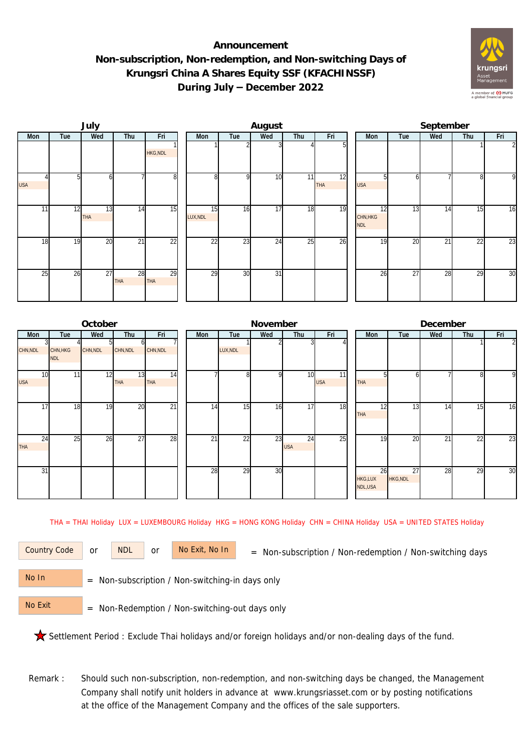# Announcement

## Non-subscription, Non-redemption, and Non-switching Days of Krungsri China A Shares Equity SSF (KFACHINSSF) During July – December 2022

### July

| Mon | Tue | Wed | Thu | Fri |
|---|---|---|---|---|
| | | | | 1 HKG,NDL |
| 4 USA | 5 | 6 | 7 | 8 |
| 11 | 12 | 13 THA | 14 | 15 |
| 18 | 19 | 20 | 21 | 22 |
| 25 | 26 | 27 | 28 THA | 29 THA |

### August

| Mon | Tue | Wed | Thu | Fri |
|---|---|---|---|---|
| 1 | 2 | 3 | 4 | 5 |
| 8 | 9 | 10 | 11 | 12 THA |
| 15 LUX,NDL | 16 | 17 | 18 | 19 |
| 22 | 23 | 24 | 25 | 26 |
| 29 | 30 | 31 | | |

### September

| Mon | Tue | Wed | Thu | Fri |
|---|---|---|---|---|
| | | | 1 | 2 |
| 5 USA | 6 | 7 | 8 | 9 |
| 12 CHN,HKG NDL | 13 | 14 | 15 | 16 |
| 19 | 20 | 21 | 22 | 23 |
| 26 | 27 | 28 | 29 | 30 |

### October

| Mon | Tue | Wed | Thu | Fri |
|---|---|---|---|---|
| 3 CHN,NDL | 4 CHN,HKG NDL | 5 CHN,NDL | 6 CHN,NDL | 7 CHN,NDL |
| 10 USA | 11 | 12 | 13 THA | 14 THA |
| 17 | 18 | 19 | 20 | 21 |
| 24 THA | 25 | 26 | 27 | 28 |
| 31 | | | | |

### November

| Mon | Tue | Wed | Thu | Fri |
|---|---|---|---|---|
| | 1 LUX,NDL | 2 | 3 | 4 |
| 7 | 8 | 9 | 10 | 11 USA |
| 14 | 15 | 16 | 17 | 18 |
| 21 | 22 | 23 | 24 USA | 25 |
| 28 | 29 | 30 | | |

### December

| Mon | Tue | Wed | Thu | Fri |
|---|---|---|---|---|
| | | | 1 | 2 |
| 5 THA | 6 | 7 | 8 | 9 |
| 12 THA | 13 | 14 | 15 | 16 |
| 19 | 20 | 21 | 22 | 23 |
| 26 HKG,LUX NDL,USA | 27 HKG,NDL | 28 | 29 | 30 |

THA = THAI Holiday LUX = LUXEMBOURG Holiday HKG = HONG KONG Holiday CHN = CHINA Holiday USA = UNITED STATES Holiday

Country Code or NDL or No Exit, No In = Non-subscription / Non-redemption / Non-switching days

No In = Non-subscription / Non-switching-in days only

No Exit = Non-Redemption / Non-switching-out days only

★ Settlement Period : Exclude Thai holidays and/or foreign holidays and/or non-dealing days of the fund.

Remark : Should such non-subscription, non-redemption, and non-switching days be changed, the Management Company shall notify unit holders in advance at www.krungsriasset.com or by posting notifications at the office of the Management Company and the offices of the sale supporters.